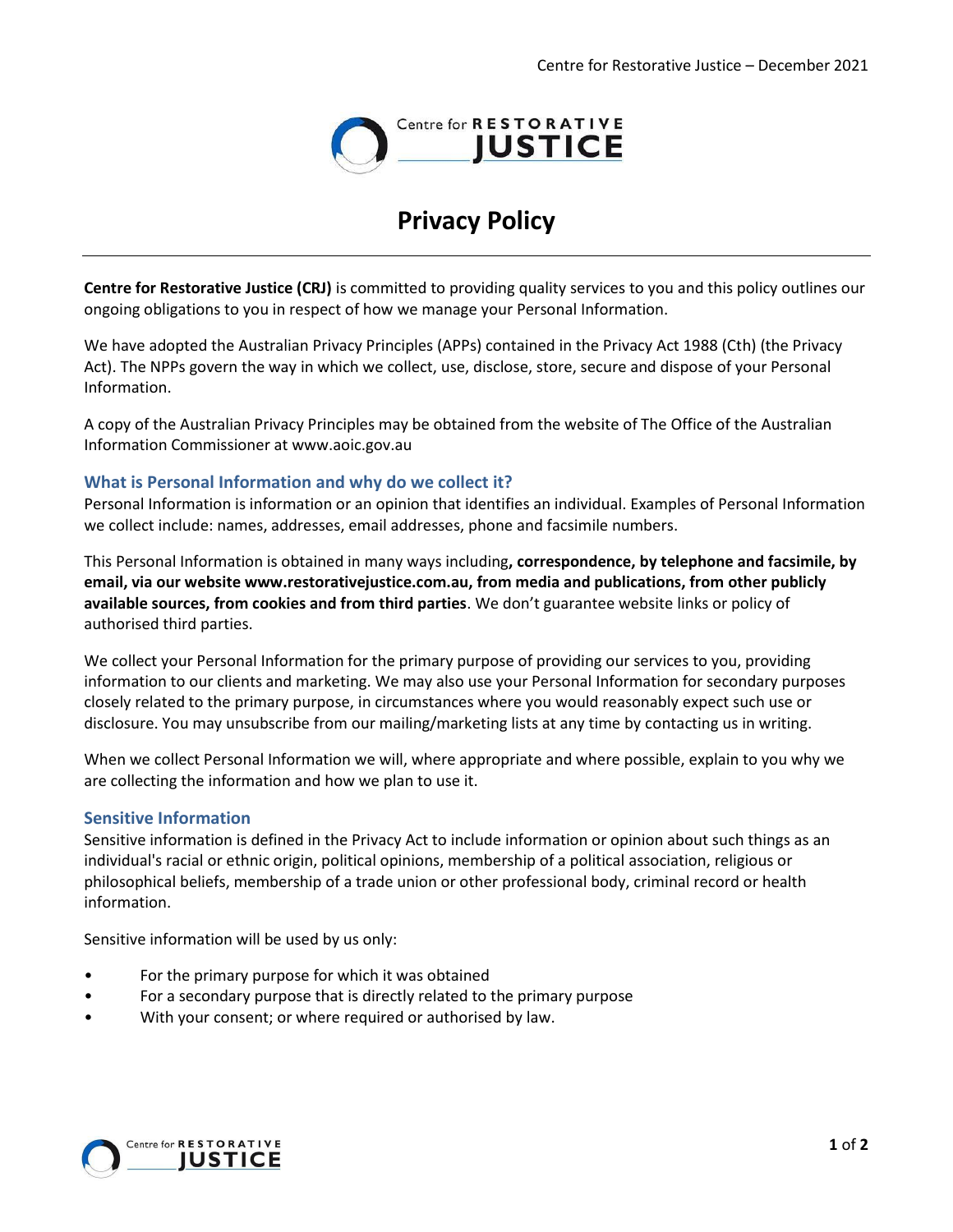# Privacy Policy

**Centre for Restorative Justice (CRJ)** is committed to providing quality services to you and this policy outlines our ongoing obligations to you in respect of how we manage your Personal Information.

We have adopted the Australian Privacy Principles (APPs) contained in the Privacy Act 1988 (Cth) (the Privacy Act). The NPPs govern the way in which we collect, use, disclose, store, secure and dispose of your Personal Information.

A copy of the Australian Privacy Principles may be obtained from the website of The Office of the Australian Information Commissioner at www.aoic.gov.au

## What is Personal Information and why do we collect it?

Personal Information is information or an opinion that identifies an individual. Examples of Personal Information we collect include: names, addresses, email addresses, phone and facsimile numbers.

This Personal Information is obtained in many ways including**, correspondence, by telephone and facsimile, by email, via our website www.restorativejustice.com.au, from media and publications, from other publicly available sources, from cookies and from third parties**. We don't guarantee website links or policy of authorised third parties.

We collect your Personal Information for the primary purpose of providing our services to you, providing information to our clients and marketing. We may also use your Personal Information for secondary purposes closely related to the primary purpose, in circumstances where you would reasonably expect such use or disclosure. You may unsubscribe from our mailing/marketing lists at any time by contacting us in writing.

When we collect Personal Information we will, where appropriate and where possible, explain to you why we are collecting the information and how we plan to use it.

## Sensitive Information

Sensitive information is defined in the Privacy Act to include information or opinion about such things as an individual's racial or ethnic origin, political opinions, membership of a political association, religious or philosophical beliefs, membership of a trade union or other professional body, criminal record or health information.

Sensitive information will be used by us only:

- For the primary purpose for which it was obtained
- For a secondary purpose that is directly related to the primary purpose
- With your consent; or where required or authorised by law.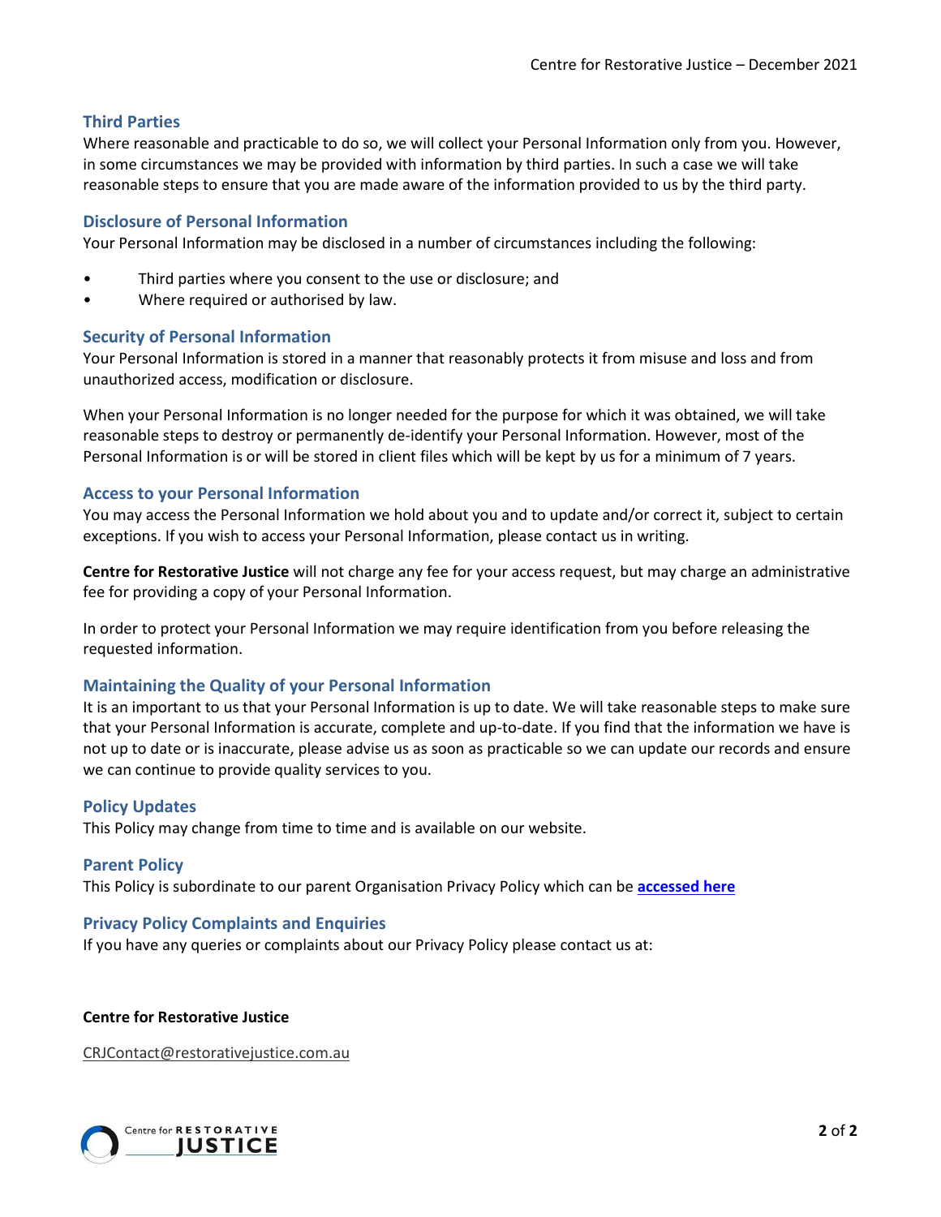## Third Parties

Where reasonable and practicable to do so, we will collect your Personal Information only from you. However, in some circumstances we may be provided with information by third parties. In such a case we will take reasonable steps to ensure that you are made aware of the information provided to us by the third party.

## Disclosure of Personal Information

Your Personal Information may be disclosed in a number of circumstances including the following:

- Third parties where you consent to the use or disclosure; and
- Where required or authorised by law.

## Security of Personal Information

Your Personal Information is stored in a manner that reasonably protects it from misuse and loss and from unauthorized access, modification or disclosure.

When your Personal Information is no longer needed for the purpose for which it was obtained, we will take reasonable steps to destroy or permanently de-identify your Personal Information. However, most of the Personal Information is or will be stored in client files which will be kept by us for a minimum of 7 years.

## Access to your Personal Information

You may access the Personal Information we hold about you and to update and/or correct it, subject to certain exceptions. If you wish to access your Personal Information, please contact us in writing.

**Centre for Restorative Justice** will not charge any fee for your access request, but may charge an administrative fee for providing a copy of your Personal Information.

In order to protect your Personal Information we may require identification from you before releasing the requested information.

## Maintaining the Quality of your Personal Information

It is an important to us that your Personal Information is up to date. We will take reasonable steps to make sure that your Personal Information is accurate, complete and up-to-date. If you find that the information we have is not up to date or is inaccurate, please advise us as soon as practicable so we can update our records and ensure we can continue to provide quality services to you.

## Policy Updates

This Policy may change from time to time and is available on our website.

## Parent Policy

This Policy is subordinate to our parent Organisation Privacy Policy which can be **accessed here**

## Privacy Policy Complaints and Enquiries

If you have any queries or complaints about our Privacy Policy please contact us at:

**Centre for Restorative Justice**

CRJContact@restorativejustice.com.au